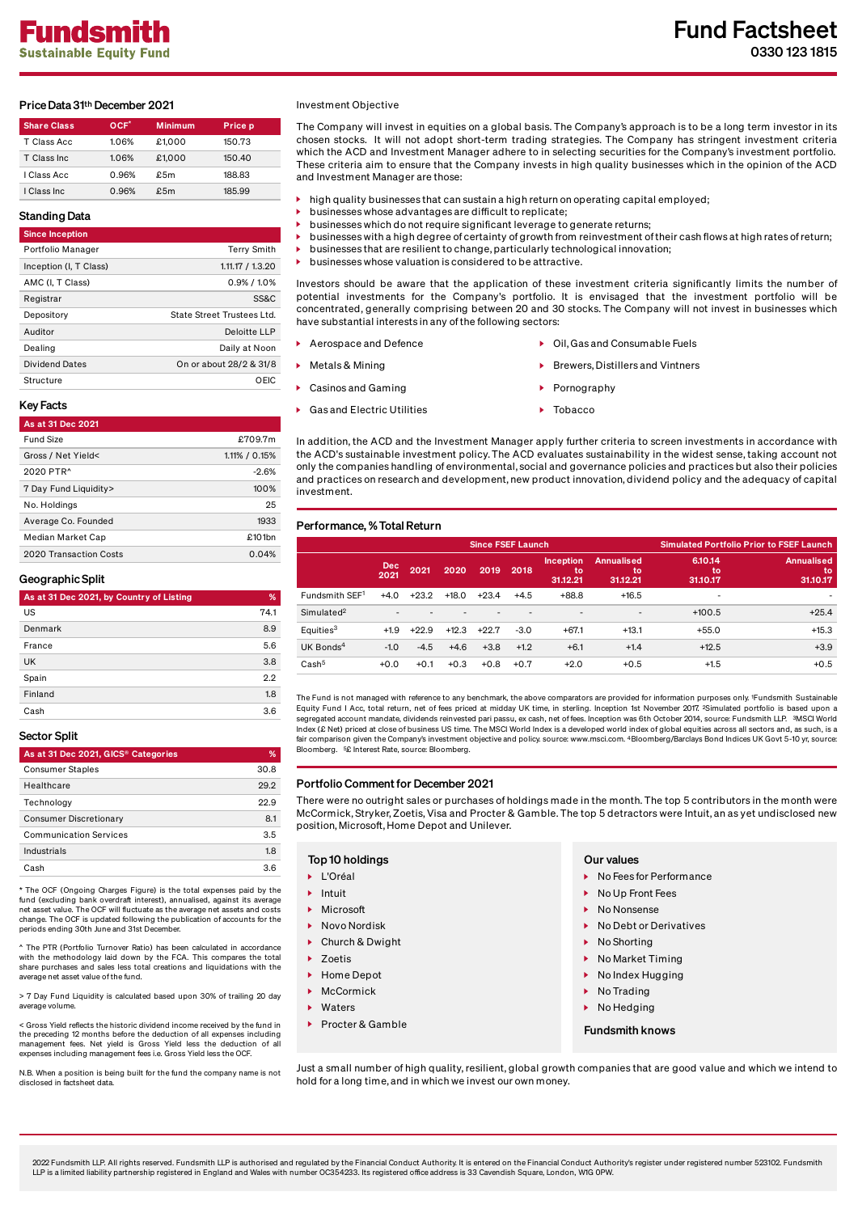# Fundsmith
**Sustainable Equity Fund**

# Fund Factsheet
**0330 123 1815**

## Price Data 31th December 2021

| Share Class | OCF* | Minimum | Price p |
|---|---|---|---|
| T Class Acc | 1.06% | £1,000 | 150.73 |
| T Class Inc | 1.06% | £1,000 | 150.40 |
| I Class Acc | 0.96% | £5m | 188.83 |
| I Class Inc | 0.96% | £5m | 185.99 |

## Standing Data

| Since Inception | |
|---|---|
| Portfolio Manager | Terry Smith |
| Inception (I, T Class) | 1.11.17 / 1.3.20 |
| AMC (I, T Class) | 0.9% / 1.0% |
| Registrar | SS&C |
| Depository | State Street Trustees Ltd. |
| Auditor | Deloitte LLP |
| Dealing | Daily at Noon |
| Dividend Dates | On or about 28/2 & 31/8 |
| Structure | OEIC |

## Key Facts

| As at 31 Dec 2021 | |
|---|---|
| Fund Size | £709.7m |
| Gross / Net Yield< | 1.11% / 0.15% |
| 2020 PTR^ | -2.6% |
| 7 Day Fund Liquidity> | 100% |
| No. Holdings | 25 |
| Average Co. Founded | 1933 |
| Median Market Cap | £101bn |
| 2020 Transaction Costs | 0.04% |

## Geographic Split

| As at 31 Dec 2021, by Country of Listing | % |
|---|---|
| US | 74.1 |
| Denmark | 8.9 |
| France | 5.6 |
| UK | 3.8 |
| Spain | 2.2 |
| Finland | 1.8 |
| Cash | 3.6 |

## Sector Split

| As at 31 Dec 2021, GICS® Categories | % |
|---|---|
| Consumer Staples | 30.8 |
| Healthcare | 29.2 |
| Technology | 22.9 |
| Consumer Discretionary | 8.1 |
| Communication Services | 3.5 |
| Industrials | 1.8 |
| Cash | 3.6 |

* The OCF (Ongoing Charges Figure) is the total expenses paid by the fund (excluding bank overdraft interest), annualised, against its average net asset value. The OCF will fluctuate as the average net assets and costs change. The OCF is updated following the publication of accounts for the periods ending 30th June and 31st December.

^ The PTR (Portfolio Turnover Ratio) has been calculated in accordance with the methodology laid down by the FCA. This compares the total share purchases and sales less total creations and liquidations with the average net asset value of the fund.

> 7 Day Fund Liquidity is calculated based upon 30% of trailing 20 day average volume.

< Gross Yield reflects the historic dividend income received by the fund in the preceding 12 months before the deduction of all expenses including management fees. Net yield is Gross Yield less the deduction of all expenses including management fees i.e. Gross Yield less the OCF.

N.B. When a position is being built for the fund the company name is not disclosed in factsheet data.

## Investment Objective

The Company will invest in equities on a global basis. The Company's approach is to be a long term investor in its chosen stocks. It will not adopt short-term trading strategies. The Company has stringent investment criteria which the ACD and Investment Manager adhere to in selecting securities for the Company's investment portfolio. These criteria aim to ensure that the Company invests in high quality businesses which in the opinion of the ACD and Investment Manager are those:

- high quality businesses that can sustain a high return on operating capital employed;
- businesses whose advantages are difficult to replicate;
- businesses which do not require significant leverage to generate returns;
- businesses with a high degree of certainty of growth from reinvestment of their cash flows at high rates of return;
- businesses that are resilient to change, particularly technological innovation;
- businesses whose valuation is considered to be attractive.

Investors should be aware that the application of these investment criteria significantly limits the number of potential investments for the Company's portfolio. It is envisaged that the investment portfolio will be concentrated, generally comprising between 20 and 30 stocks. The Company will not invest in businesses which have substantial interests in any of the following sectors:

- Aerospace and Defence
- Metals & Mining
- Casinos and Gaming
- Gas and Electric Utilities
- Oil, Gas and Consumable Fuels
- Brewers, Distillers and Vintners
- Pornography
- Tobacco

In addition, the ACD and the Investment Manager apply further criteria to screen investments in accordance with the ACD's sustainable investment policy. The ACD evaluates sustainability in the widest sense, taking account not only the companies handling of environmental, social and governance policies and practices but also their policies and practices on research and development, new product innovation, dividend policy and the adequacy of capital investment.

## Performance, % Total Return

| | Since FSEF Launch | | | | | | | Simulated Portfolio Prior to FSEF Launch | |
|---|---|---|---|---|---|---|---|---|---|
| | Dec 2021 | 2021 | 2020 | 2019 | 2018 | Inception to 31.12.21 | Annualised to 31.12.21 | 6.10.14 to 31.10.17 | Annualised to 31.10.17 |
| Fundsmith SEF[1] | +4.0 | +23.2 | +18.0 | +23.4 | +4.5 | +88.8 | +16.5 | - | - |
| Simulated[2] | - | - | - | - | - | - | - | +100.5 | +25.4 |
| Equities[3] | +1.9 | +22.9 | +12.3 | +22.7 | -3.0 | +67.1 | +13.1 | +55.0 | +15.3 |
| UK Bonds[4] | -1.0 | -4.5 | +4.6 | +3.8 | +1.2 | +6.1 | +1.4 | +12.5 | +3.9 |
| Cash[5] | +0.0 | +0.1 | +0.3 | +0.8 | +0.7 | +2.0 | +0.5 | +1.5 | +0.5 |

The Fund is not managed with reference to any benchmark, the above comparators are provided for information purposes only. [1]Fundsmith Sustainable Equity Fund I Acc, total return, net of fees priced at midday UK time, in sterling. Inception 1st November 2017. [2]Simulated portfolio is based upon a segregated account mandate, dividends reinvested pari passu, ex cash, net of fees. Inception was 6th October 2014, source: Fundsmith LLP. [3]MSCI World Index (£ Net) priced at close of business US time. The MSCI World Index is a developed world index of global equities across all sectors and, as such, is a fair comparison given the Company's investment objective and policy. source: www.msci.com. [4]Bloomberg/Barclays Bond Indices UK Govt 5-10 yr, source: Bloomberg. [5]£ Interest Rate, source: Bloomberg.

## Portfolio Comment for December 2021

There were no outright sales or purchases of holdings made in the month. The top 5 contributors in the month were McCormick, Stryker, Zoetis, Visa and Procter & Gamble. The top 5 detractors were Intuit, an as yet undisclosed new position, Microsoft, Home Depot and Unilever.

### Top 10 holdings

- L'Oréal
- Intuit
- Microsoft
- Novo Nordisk
- Church & Dwight
- Zoetis
- Home Depot
- McCormick
- Waters
- Procter & Gamble

### Our values

- No Fees for Performance
- No Up Front Fees
- No Nonsense
- No Debt or Derivatives
- No Shorting
- No Market Timing
- No Index Hugging
- No Trading
- No Hedging

**Fundsmith knows**

Just a small number of high quality, resilient, global growth companies that are good value and which we intend to hold for a long time, and in which we invest our own money.

2022 Fundsmith LLP. All rights reserved. Fundsmith LLP is authorised and regulated by the Financial Conduct Authority. It is entered on the Financial Conduct Authority's register under registered number 523102. Fundsmith LLP is a limited liability partnership registered in England and Wales with number OC354233. Its registered office address is 33 Cavendish Square, London, W1G 0PW.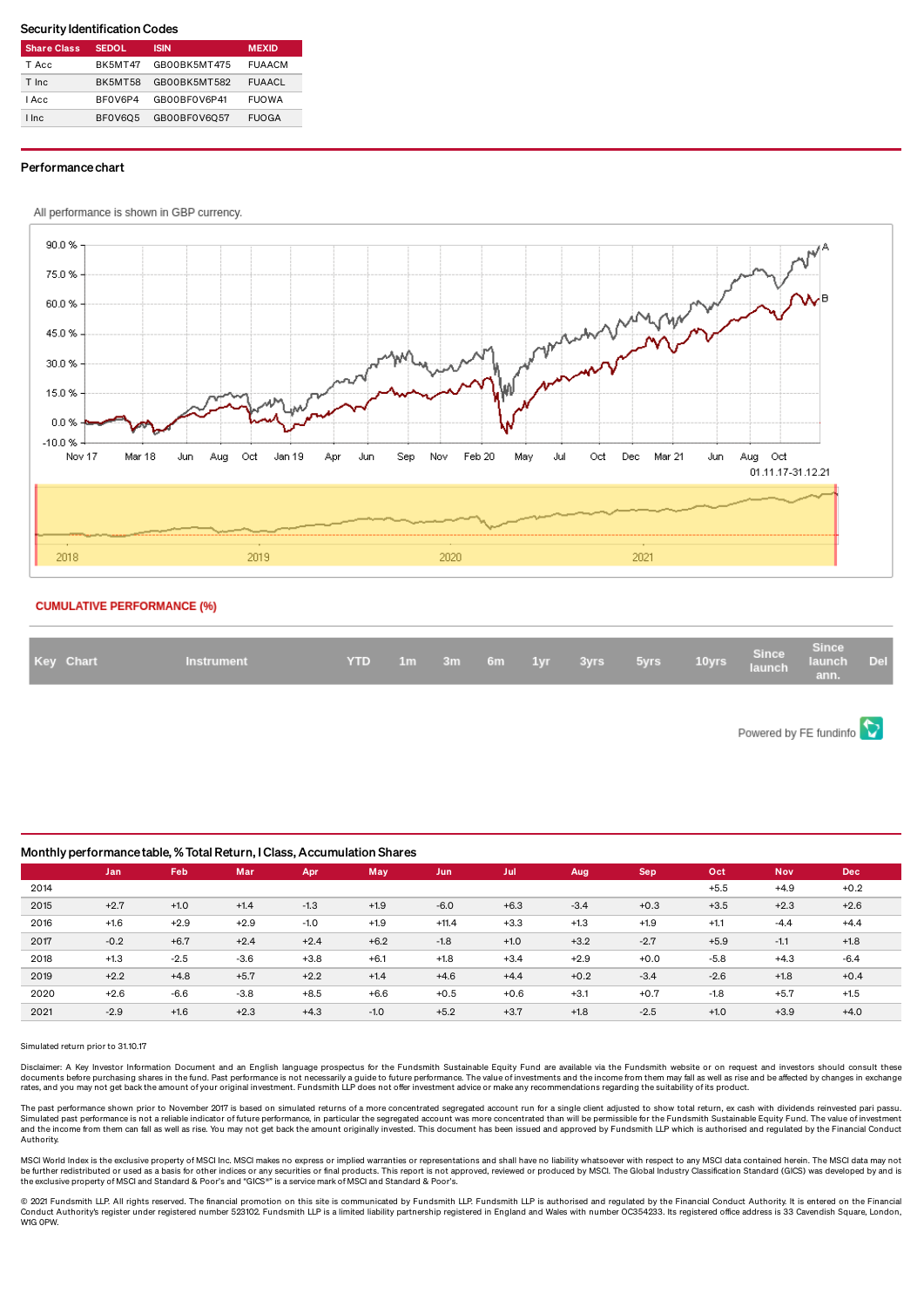## Security Identification Codes

| Share Class | SEDOL | ISIN | MEXID |
|---|---|---|---|
| T Acc | BK5MT47 | GB00BK5MT475 | FUAACM |
| T Inc | BK5MT58 | GB00BK5MT582 | FUAACL |
| I Acc | BF0V6P4 | GB00BF0V6P41 | FUOWA |
| I Inc | BF0V6Q5 | GB00BF0V6Q57 | FUOGA |

## Performance chart

All performance is shown in GBP currency.

90.0 %
75.0 %
60.0 %
45.0 %
30.0 %
15.0 %
0.0 %
-10.0 %

Nov 17 Mar 18 Jun Aug Oct Jan 19 Apr Jun Sep Nov Feb 20 May Jul Oct Dec Mar 21 Jun Aug Oct

A
B

01.11.17-31.12.21

2018 2019 2020 2021

**CUMULATIVE PERFORMANCE (%)**

| Key | Chart | Instrument | YTD | 1m | 3m | 6m | 1yr | 3yrs | 5yrs | 10yrs | Since launch | Since launch ann. | Del |
|---|---|---|---|---|---|---|---|---|---|---|---|---|---|

Powered by FE fundinfo

## Monthly performance table, % Total Return, I Class, Accumulation Shares

| | Jan | Feb | Mar | Apr | May | Jun | Jul | Aug | Sep | Oct | Nov | Dec |
|---|---|---|---|---|---|---|---|---|---|---|---|---|
| 2014 | | | | | | | | | | +5.5 | +4.9 | +0.2 |
| 2015 | +2.7 | +1.0 | +1.4 | -1.3 | +1.9 | -6.0 | +6.3 | -3.4 | +0.3 | +3.5 | +2.3 | +2.6 |
| 2016 | +1.6 | +2.9 | +2.9 | -1.0 | +1.9 | +11.4 | +3.3 | +1.3 | +1.9 | +1.1 | -4.4 | +4.4 |
| 2017 | -0.2 | +6.7 | +2.4 | +2.4 | +6.2 | -1.8 | +1.0 | +3.2 | -2.7 | +5.9 | -1.1 | +1.8 |
| 2018 | +1.3 | -2.5 | -3.6 | +3.8 | +6.1 | +1.8 | +3.4 | +2.9 | +0.0 | -5.8 | +4.3 | -6.4 |
| 2019 | +2.2 | +4.8 | +5.7 | +2.2 | +1.4 | +4.6 | +4.4 | +0.2 | -3.4 | -2.6 | +1.8 | +0.4 |
| 2020 | +2.6 | -6.6 | -3.8 | +8.5 | +6.6 | +0.5 | +0.6 | +3.1 | +0.7 | -1.8 | +5.7 | +1.5 |
| 2021 | -2.9 | +1.6 | +2.3 | +4.3 | -1.0 | +5.2 | +3.7 | +1.8 | -2.5 | +1.0 | +3.9 | +4.0 |

Simulated return prior to 31.10.17

Disclaimer: A Key Investor Information Document and an English language prospectus for the Fundsmith Sustainable Equity Fund are available via the Fundsmith website or on request and investors should consult these documents before purchasing shares in the fund. Past performance is not necessarily a guide to future performance. The value of investments and the income from them may fall as well as rise and be affected by changes in exchange rates, and you may not get back the amount of your original investment. Fundsmith LLP does not offer investment advice or make any recommendations regarding the suitability of its product.

The past performance shown prior to November 2017 is based on simulated returns of a more concentrated segregated account run for a single client adjusted to show total return, ex cash with dividends reinvested pari passu. Simulated past performance is not a reliable indicator of future performance, in particular the segregated account was more concentrated than will be permissible for the Fundsmith Sustainable Equity Fund. The value of investment and the income from them can fall as well as rise. You may not get back the amount originally invested. This document has been issued and approved by Fundsmith LLP which is authorised and regulated by the Financial Conduct Authority.

MSCI World Index is the exclusive property of MSCI Inc. MSCI makes no express or implied warranties or representations and shall have no liability whatsoever with respect to any MSCI data contained herein. The MSCI data may not be further redistributed or used as a basis for other indices or any securities or final products. This report is not approved, reviewed or produced by MSCI. The Global Industry Classification Standard (GICS) was developed by and is the exclusive property of MSCI and Standard & Poor's and "GICS®" is a service mark of MSCI and Standard & Poor's.

© 2021 Fundsmith LLP. All rights reserved. The financial promotion on this site is communicated by Fundsmith LLP. Fundsmith LLP is authorised and regulated by the Financial Conduct Authority. It is entered on the Financial Conduct Authority's register under registered number 523102. Fundsmith LLP is a limited liability partnership registered in England and Wales with number OC354233. Its registered office address is 33 Cavendish Square, London, W1G 0PW.